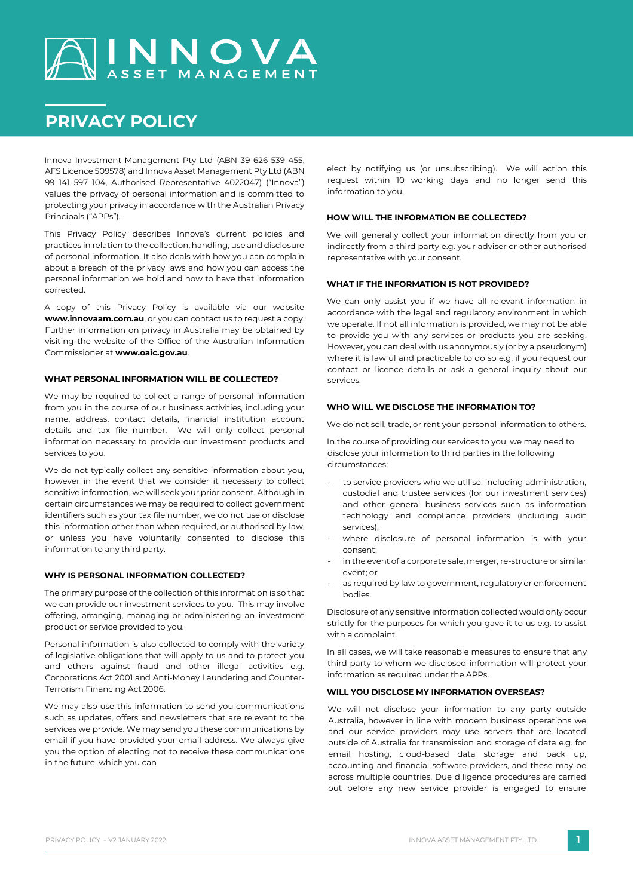# INNOVA ASSET MANAGEMENT

# PRIVACY POLICY

Innova Investment Management Pty Ltd (ABN 39 626 539 455, AFS Licence 509578) and Innova Asset Management Pty Ltd (ABN 99 141 597 104, Authorised Representative 4022047) ("Innova") values the privacy of personal information and is committed to protecting your privacy in accordance with the Australian Privacy Principals ("APPs").

This Privacy Policy describes Innova's current policies and practices in relation to the collection, handling, use and disclosure of personal information. It also deals with how you can complain about a breach of the privacy laws and how you can access the personal information we hold and how to have that information corrected.

A copy of this Privacy Policy is available via our website **www.innovaam.com.au**, or you can contact us to request a copy. Further information on privacy in Australia may be obtained by visiting the website of the Office of the Australian Information Commissioner at **www.oaic.gov.au**.

## WHAT PERSONAL INFORMATION WILL BE COLLECTED?

We may be required to collect a range of personal information from you in the course of our business activities, including your name, address, contact details, financial institution account details and tax file number. We will only collect personal information necessary to provide our investment products and services to you.

We do not typically collect any sensitive information about you, however in the event that we consider it necessary to collect sensitive information, we will seek your prior consent. Although in certain circumstances we may be required to collect government identifiers such as your tax file number, we do not use or disclose this information other than when required, or authorised by law, or unless you have voluntarily consented to disclose this information to any third party.

## WHY IS PERSONAL INFORMATION COLLECTED?

The primary purpose of the collection of this information is so that we can provide our investment services to you. This may involve offering, arranging, managing or administering an investment product or service provided to you.

Personal information is also collected to comply with the variety of legislative obligations that will apply to us and to protect you and others against fraud and other illegal activities e.g. Corporations Act 2001 and Anti-Money Laundering and Counter-Terrorism Financing Act 2006.

We may also use this information to send you communications such as updates, offers and newsletters that are relevant to the services we provide. We may send you these communications by email if you have provided your email address. We always give you the option of electing not to receive these communications in the future, which you can elect by notifying us (or unsubscribing). We will action this request within 10 working days and no longer send this information to you.

## HOW WILL THE INFORMATION BE COLLECTED?

We will generally collect your information directly from you or indirectly from a third party e.g. your adviser or other authorised representative with your consent.

## WHAT IF THE INFORMATION IS NOT PROVIDED?

We can only assist you if we have all relevant information in accordance with the legal and regulatory environment in which we operate. If not all information is provided, we may not be able to provide you with any services or products you are seeking. However, you can deal with us anonymously (or by a pseudonym) where it is lawful and practicable to do so e.g. if you request our contact or licence details or ask a general inquiry about our services.

## WHO WILL WE DISCLOSE THE INFORMATION TO?

We do not sell, trade, or rent your personal information to others.

In the course of providing our services to you, we may need to disclose your information to third parties in the following circumstances:

- to service providers who we utilise, including administration, custodial and trustee services (for our investment services) and other general business services such as information technology and compliance providers (including audit services);
- where disclosure of personal information is with your consent;
- in the event of a corporate sale, merger, re-structure or similar event; or
- as required by law to government, regulatory or enforcement bodies.

Disclosure of any sensitive information collected would only occur strictly for the purposes for which you gave it to us e.g. to assist with a complaint.

In all cases, we will take reasonable measures to ensure that any third party to whom we disclosed information will protect your information as required under the APPs.

## WILL YOU DISCLOSE MY INFORMATION OVERSEAS?

We will not disclose your information to any party outside Australia, however in line with modern business operations we and our service providers may use servers that are located outside of Australia for transmission and storage of data e.g. for email hosting, cloud-based data storage and back up, accounting and financial software providers, and these may be across multiple countries. Due diligence procedures are carried out before any new service provider is engaged to ensure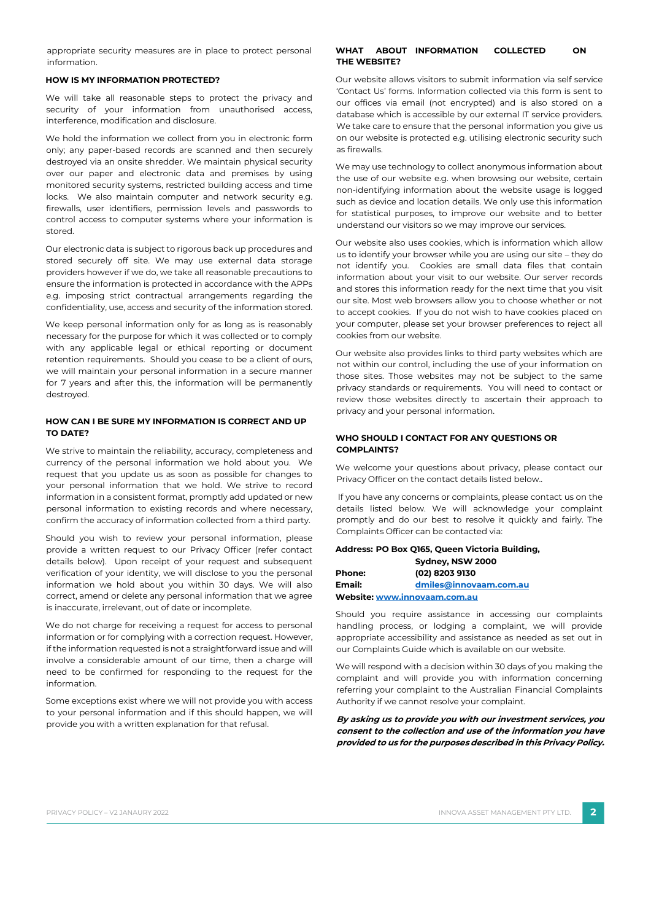appropriate security measures are in place to protect personal information.

## HOW IS MY INFORMATION PROTECTED?

We will take all reasonable steps to protect the privacy and security of your information from unauthorised access, interference, modification and disclosure.

We hold the information we collect from you in electronic form only; any paper-based records are scanned and then securely destroyed via an onsite shredder. We maintain physical security over our paper and electronic data and premises by using monitored security systems, restricted building access and time locks. We also maintain computer and network security e.g. firewalls, user identifiers, permission levels and passwords to control access to computer systems where your information is stored.

Our electronic data is subject to rigorous back up procedures and stored securely off site. We may use external data storage providers however if we do, we take all reasonable precautions to ensure the information is protected in accordance with the APPs e.g. imposing strict contractual arrangements regarding the confidentiality, use, access and security of the information stored.

We keep personal information only for as long as is reasonably necessary for the purpose for which it was collected or to comply with any applicable legal or ethical reporting or document retention requirements. Should you cease to be a client of ours, we will maintain your personal information in a secure manner for 7 years and after this, the information will be permanently destroyed.

## HOW CAN I BE SURE MY INFORMATION IS CORRECT AND UP TO DATE?

We strive to maintain the reliability, accuracy, completeness and currency of the personal information we hold about you. We request that you update us as soon as possible for changes to your personal information that we hold. We strive to record information in a consistent format, promptly add updated or new personal information to existing records and where necessary, confirm the accuracy of information collected from a third party.

Should you wish to review your personal information, please provide a written request to our Privacy Officer (refer contact details below). Upon receipt of your request and subsequent verification of your identity, we will disclose to you the personal information we hold about you within 30 days. We will also correct, amend or delete any personal information that we agree is inaccurate, irrelevant, out of date or incomplete.

We do not charge for receiving a request for access to personal information or for complying with a correction request. However, if the information requested is not a straightforward issue and will involve a considerable amount of our time, then a charge will need to be confirmed for responding to the request for the information.

Some exceptions exist where we will not provide you with access to your personal information and if this should happen, we will provide you with a written explanation for that refusal.

## WHAT ABOUT INFORMATION COLLECTED ON THE WEBSITE?

Our website allows visitors to submit information via self service 'Contact Us' forms. Information collected via this form is sent to our offices via email (not encrypted) and is also stored on a database which is accessible by our external IT service providers. We take care to ensure that the personal information you give us on our website is protected e.g. utilising electronic security such as firewalls.

We may use technology to collect anonymous information about the use of our website e.g. when browsing our website, certain non-identifying information about the website usage is logged such as device and location details. We only use this information for statistical purposes, to improve our website and to better understand our visitors so we may improve our services.

Our website also uses cookies, which is information which allow us to identify your browser while you are using our site – they do not identify you. Cookies are small data files that contain information about your visit to our website. Our server records and stores this information ready for the next time that you visit our site. Most web browsers allow you to choose whether or not to accept cookies. If you do not wish to have cookies placed on your computer, please set your browser preferences to reject all cookies from our website.

Our website also provides links to third party websites which are not within our control, including the use of your information on those sites. Those websites may not be subject to the same privacy standards or requirements. You will need to contact or review those websites directly to ascertain their approach to privacy and your personal information.

## WHO SHOULD I CONTACT FOR ANY QUESTIONS OR COMPLAINTS?

We welcome your questions about privacy, please contact our Privacy Officer on the contact details listed below..

If you have any concerns or complaints, please contact us on the details listed below. We will acknowledge your complaint promptly and do our best to resolve it quickly and fairly. The Complaints Officer can be contacted via:

**Address: PO Box Q165, Queen Victoria Building, Sydney, NSW 2000**
**Phone:** **(02) 8203 9130**
**Email:** **dmiles@innovaam.com.au**
**Website:** **www.innovaam.com.au**

Should you require assistance in accessing our complaints handling process, or lodging a complaint, we will provide appropriate accessibility and assistance as needed as set out in our Complaints Guide which is available on our website.

We will respond with a decision within 30 days of you making the complaint and will provide you with information concerning referring your complaint to the Australian Financial Complaints Authority if we cannot resolve your complaint.

***By asking us to provide you with our investment services, you consent to the collection and use of the information you have provided to us for the purposes described in this Privacy Policy.***